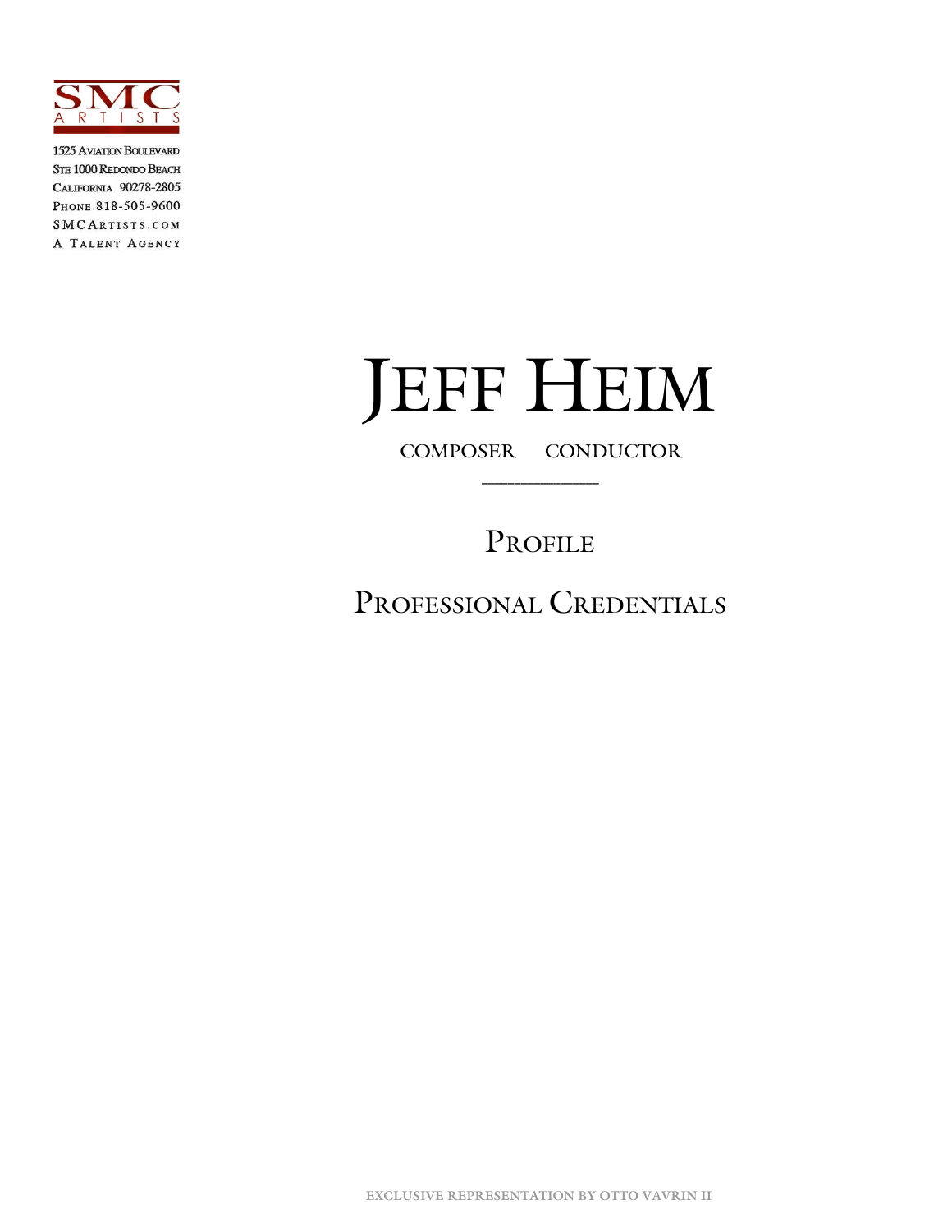**SMC ARTISTS**

1525 Aviation Boulevard
Ste 1000 Redondo Beach
California 90278-2805
Phone 818-505-9600
SMCArtists.com
A Talent Agency

# JEFF HEIM

COMPOSER CONDUCTOR

---

## PROFILE

## PROFESSIONAL CREDENTIALS

EXCLUSIVE REPRESENTATION BY OTTO VAVRIN II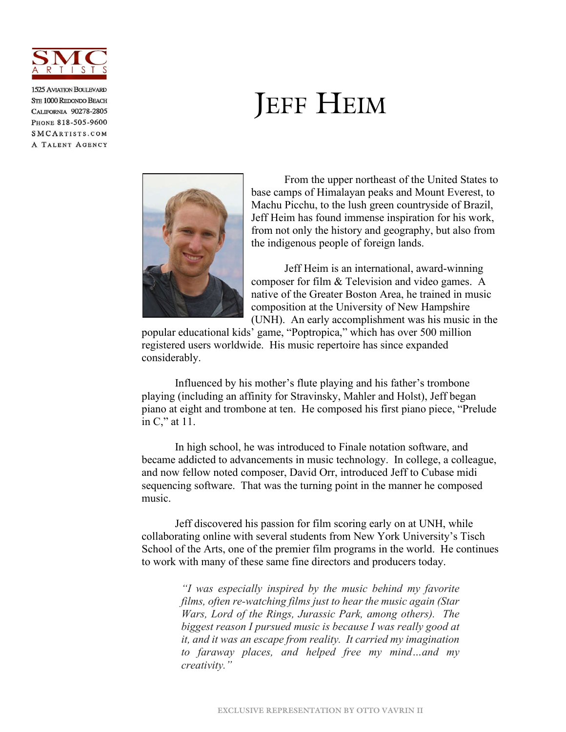SMC ARTISTS

1525 Aviation Boulevard
Ste 1000 Redondo Beach
California 90278-2805
Phone 818-505-9600
SMCArtists.com
A Talent Agency

# Jeff Heim

From the upper northeast of the United States to base camps of Himalayan peaks and Mount Everest, to Machu Picchu, to the lush green countryside of Brazil, Jeff Heim has found immense inspiration for his work, from not only the history and geography, but also from the indigenous people of foreign lands.

Jeff Heim is an international, award-winning composer for film & Television and video games. A native of the Greater Boston Area, he trained in music composition at the University of New Hampshire (UNH). An early accomplishment was his music in the popular educational kids' game, "Poptropica," which has over 500 million registered users worldwide. His music repertoire has since expanded considerably.

Influenced by his mother's flute playing and his father's trombone playing (including an affinity for Stravinsky, Mahler and Holst), Jeff began piano at eight and trombone at ten. He composed his first piano piece, "Prelude in C," at 11.

In high school, he was introduced to Finale notation software, and became addicted to advancements in music technology. In college, a colleague, and now fellow noted composer, David Orr, introduced Jeff to Cubase midi sequencing software. That was the turning point in the manner he composed music.

Jeff discovered his passion for film scoring early on at UNH, while collaborating online with several students from New York University's Tisch School of the Arts, one of the premier film programs in the world. He continues to work with many of these same fine directors and producers today.

> *"I was especially inspired by the music behind my favorite films, often re-watching films just to hear the music again (Star Wars, Lord of the Rings, Jurassic Park, among others). The biggest reason I pursued music is because I was really good at it, and it was an escape from reality. It carried my imagination to faraway places, and helped free my mind…and my creativity."*

EXCLUSIVE REPRESENTATION BY OTTO VAVRIN II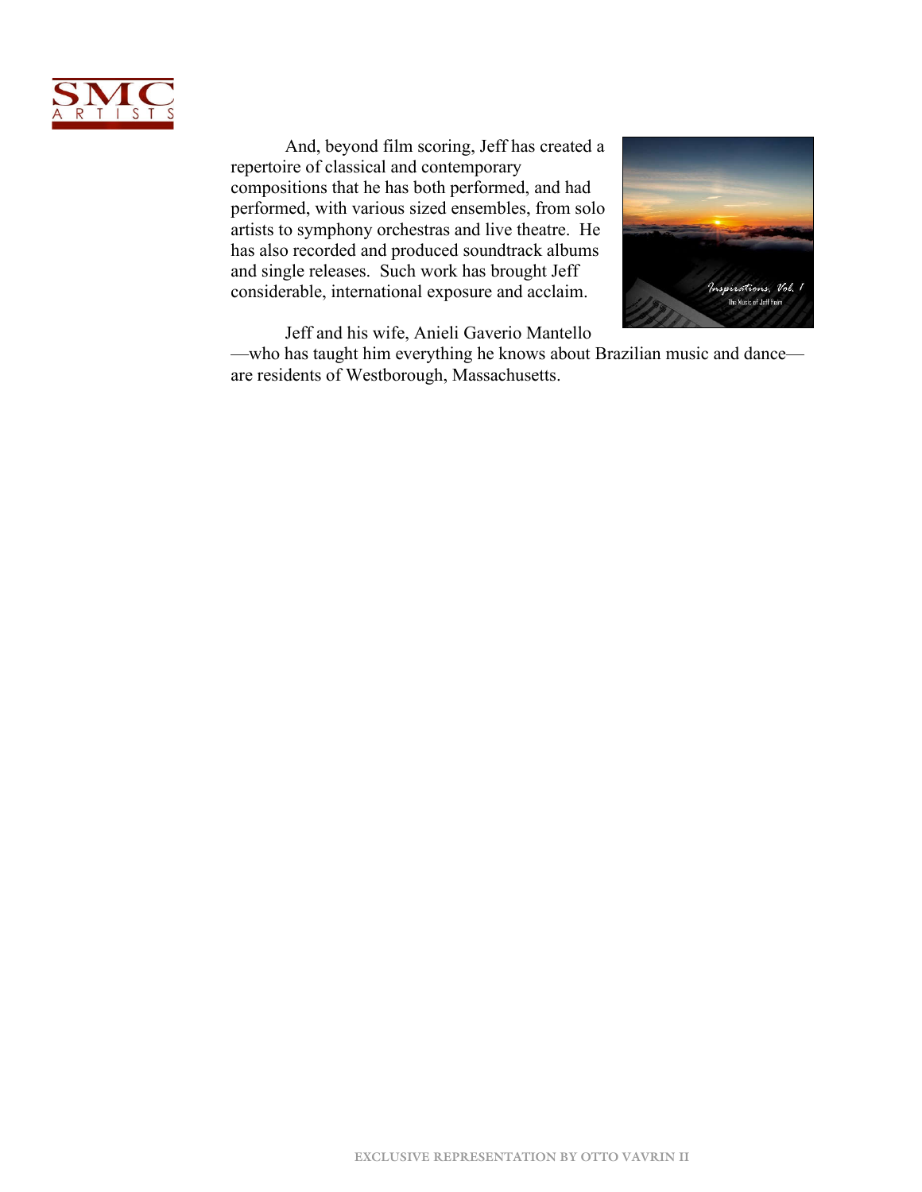And, beyond film scoring, Jeff has created a repertoire of classical and contemporary compositions that he has both performed, and had performed, with various sized ensembles, from solo artists to symphony orchestras and live theatre. He has also recorded and produced soundtrack albums and single releases. Such work has brought Jeff considerable, international exposure and acclaim.

Jeff and his wife, Anieli Gaverio Mantello—who has taught him everything he knows about Brazilian music and dance—are residents of Westborough, Massachusetts.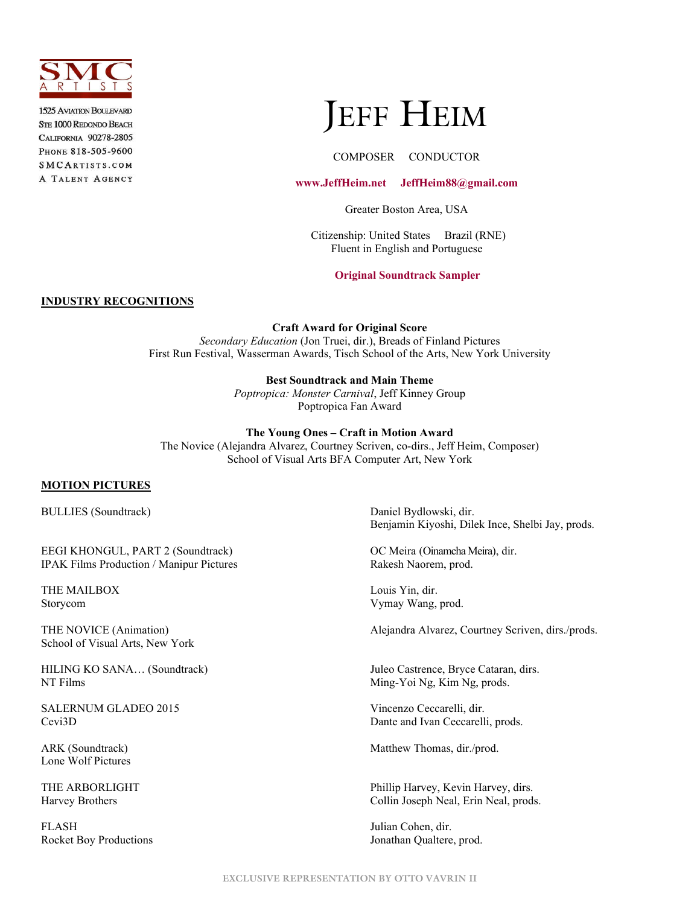SMC ARTISTS

1525 Aviation Boulevard
Ste 1000 Redondo Beach
California 90278-2805
Phone 818-505-9600
SMCArtists.com
A Talent Agency

# Jeff Heim

COMPOSER CONDUCTOR

**www.JeffHeim.net** **JeffHeim88@gmail.com**

Greater Boston Area, USA

Citizenship: United States Brazil (RNE)
Fluent in English and Portuguese

**Original Soundtrack Sampler**

## INDUSTRY RECOGNITIONS

**Craft Award for Original Score**
*Secondary Education* (Jon Truei, dir.), Breads of Finland Pictures
First Run Festival, Wasserman Awards, Tisch School of the Arts, New York University

**Best Soundtrack and Main Theme**
*Poptropica: Monster Carnival*, Jeff Kinney Group
Poptropica Fan Award

**The Young Ones – Craft in Motion Award**
The Novice (Alejandra Alvarez, Courtney Scriven, co-dirs., Jeff Heim, Composer)
School of Visual Arts BFA Computer Art, New York

## MOTION PICTURES

BULLIES (Soundtrack)
Daniel Bydlowski, dir.
Benjamin Kiyoshi, Dilek Ince, Shelbi Jay, prods.

EEGI KHONGUL, PART 2 (Soundtrack)
IPAK Films Production / Manipur Pictures
OC Meira (Oinamcha Meira), dir.
Rakesh Naorem, prod.

THE MAILBOX
Storycom
Louis Yin, dir.
Vymay Wang, prod.

THE NOVICE (Animation)
School of Visual Arts, New York
Alejandra Alvarez, Courtney Scriven, dirs./prods.

HILING KO SANA… (Soundtrack)
NT Films
Juleo Castrence, Bryce Cataran, dirs.
Ming-Yoi Ng, Kim Ng, prods.

SALERNUM GLADEO 2015
Cevi3D
Vincenzo Ceccarelli, dir.
Dante and Ivan Ceccarelli, prods.

ARK (Soundtrack)
Lone Wolf Pictures
Matthew Thomas, dir./prod.

THE ARBORLIGHT
Harvey Brothers
Phillip Harvey, Kevin Harvey, dirs.
Collin Joseph Neal, Erin Neal, prods.

FLASH
Rocket Boy Productions
Julian Cohen, dir.
Jonathan Qualtere, prod.

EXCLUSIVE REPRESENTATION BY OTTO VAVRIN II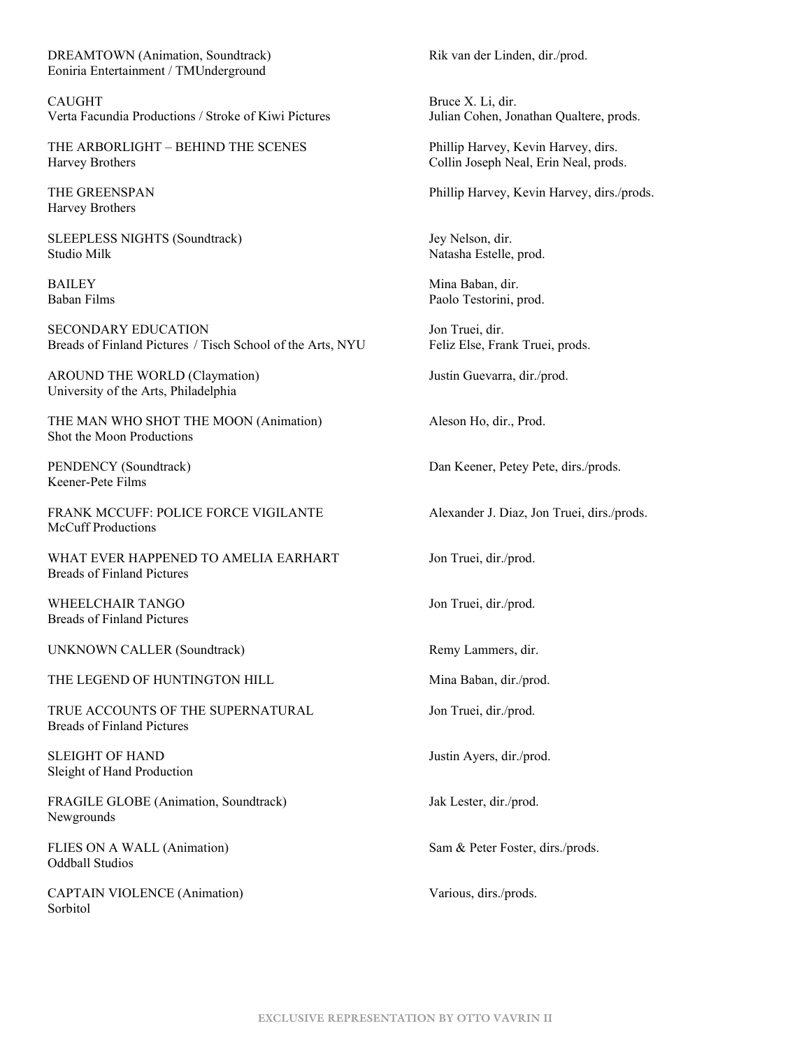DREAMTOWN (Animation, Soundtrack)
Eoniria Entertainment / TMUnderground
Rik van der Linden, dir./prod.

CAUGHT
Verta Facundia Productions / Stroke of Kiwi Pictures
Bruce X. Li, dir.
Julian Cohen, Jonathan Qualtere, prods.

THE ARBORLIGHT – BEHIND THE SCENES
Harvey Brothers
Phillip Harvey, Kevin Harvey, dirs.
Collin Joseph Neal, Erin Neal, prods.

THE GREENSPAN
Harvey Brothers
Phillip Harvey, Kevin Harvey, dirs./prods.

SLEEPLESS NIGHTS (Soundtrack)
Studio Milk
Jey Nelson, dir.
Natasha Estelle, prod.

BAILEY
Baban Films
Mina Baban, dir.
Paolo Testorini, prod.

SECONDARY EDUCATION
Breads of Finland Pictures / Tisch School of the Arts, NYU
Jon Truei, dir.
Feliz Else, Frank Truei, prods.

AROUND THE WORLD (Claymation)
University of the Arts, Philadelphia
Justin Guevarra, dir./prod.

THE MAN WHO SHOT THE MOON (Animation)
Shot the Moon Productions
Aleson Ho, dir., Prod.

PENDENCY (Soundtrack)
Keener-Pete Films
Dan Keener, Petey Pete, dirs./prods.

FRANK MCCUFF: POLICE FORCE VIGILANTE
McCuff Productions
Alexander J. Diaz, Jon Truei, dirs./prods.

WHAT EVER HAPPENED TO AMELIA EARHART
Breads of Finland Pictures
Jon Truei, dir./prod.

WHEELCHAIR TANGO
Breads of Finland Pictures
Jon Truei, dir./prod.

UNKNOWN CALLER (Soundtrack)
Remy Lammers, dir.

THE LEGEND OF HUNTINGTON HILL
Mina Baban, dir./prod.

TRUE ACCOUNTS OF THE SUPERNATURAL
Breads of Finland Pictures
Jon Truei, dir./prod.

SLEIGHT OF HAND
Sleight of Hand Production
Justin Ayers, dir./prod.

FRAGILE GLOBE (Animation, Soundtrack)
Newgrounds
Jak Lester, dir./prod.

FLIES ON A WALL (Animation)
Oddball Studios
Sam & Peter Foster, dirs./prods.

CAPTAIN VIOLENCE (Animation)
Sorbitol
Various, dirs./prods.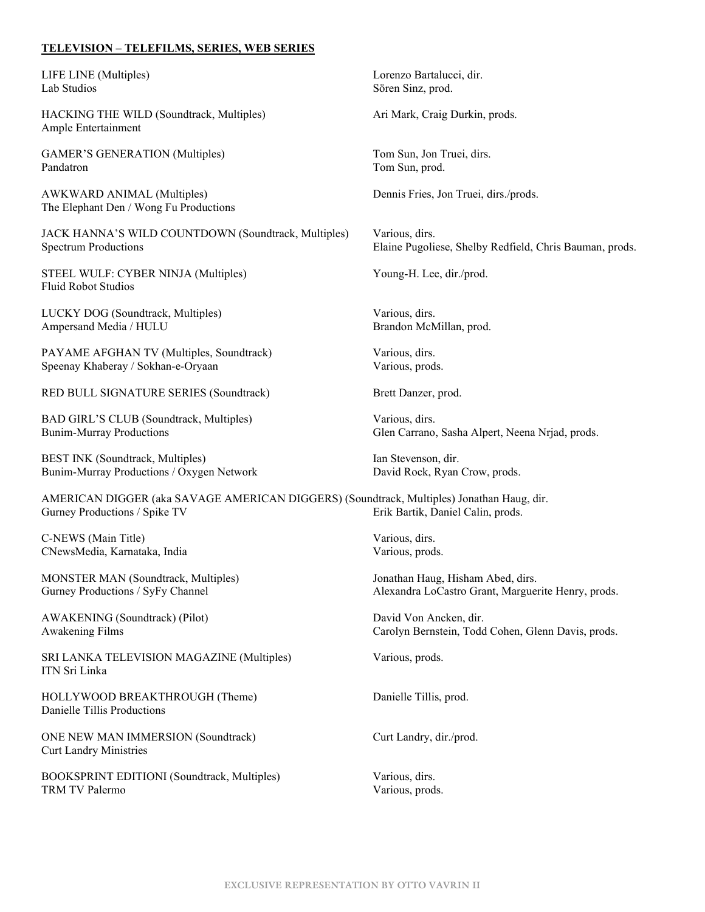**TELEVISION – TELEFILMS, SERIES, WEB SERIES**

LIFE LINE (Multiples)
Lab Studios
Lorenzo Bartalucci, dir.
Sören Sinz, prod.

HACKING THE WILD (Soundtrack, Multiples)
Ample Entertainment
Ari Mark, Craig Durkin, prods.

GAMER'S GENERATION (Multiples)
Pandatron
Tom Sun, Jon Truei, dirs.
Tom Sun, prod.

AWKWARD ANIMAL (Multiples)
The Elephant Den / Wong Fu Productions
Dennis Fries, Jon Truei, dirs./prods.

JACK HANNA'S WILD COUNTDOWN (Soundtrack, Multiples)
Spectrum Productions
Various, dirs.
Elaine Pugoliese, Shelby Redfield, Chris Bauman, prods.

STEEL WULF: CYBER NINJA (Multiples)
Fluid Robot Studios
Young-H. Lee, dir./prod.

LUCKY DOG (Soundtrack, Multiples)
Ampersand Media / HULU
Various, dirs.
Brandon McMillan, prod.

PAYAME AFGHAN TV (Multiples, Soundtrack)
Speenay Khaberay / Sokhan-e-Oryaan
Various, dirs.
Various, prods.

RED BULL SIGNATURE SERIES (Soundtrack)
Brett Danzer, prod.

BAD GIRL'S CLUB (Soundtrack, Multiples)
Bunim-Murray Productions
Various, dirs.
Glen Carrano, Sasha Alpert, Neena Nrjad, prods.

BEST INK (Soundtrack, Multiples)
Bunim-Murray Productions / Oxygen Network
Ian Stevenson, dir.
David Rock, Ryan Crow, prods.

AMERICAN DIGGER (aka SAVAGE AMERICAN DIGGERS) (Soundtrack, Multiples)
Gurney Productions / Spike TV
Jonathan Haug, dir.
Erik Bartik, Daniel Calin, prods.

C-NEWS (Main Title)
CNewsMedia, Karnataka, India
Various, dirs.
Various, prods.

MONSTER MAN (Soundtrack, Multiples)
Gurney Productions / SyFy Channel
Jonathan Haug, Hisham Abed, dirs.
Alexandra LoCastro Grant, Marguerite Henry, prods.

AWAKENING (Soundtrack) (Pilot)
Awakening Films
David Von Ancken, dir.
Carolyn Bernstein, Todd Cohen, Glenn Davis, prods.

SRI LANKA TELEVISION MAGAZINE (Multiples)
ITN Sri Linka
Various, prods.

HOLLYWOOD BREAKTHROUGH (Theme)
Danielle Tillis Productions
Danielle Tillis, prod.

ONE NEW MAN IMMERSION (Soundtrack)
Curt Landry Ministries
Curt Landry, dir./prod.

BOOKSPRINT EDITIONI (Soundtrack, Multiples)
TRM TV Palermo
Various, dirs.
Various, prods.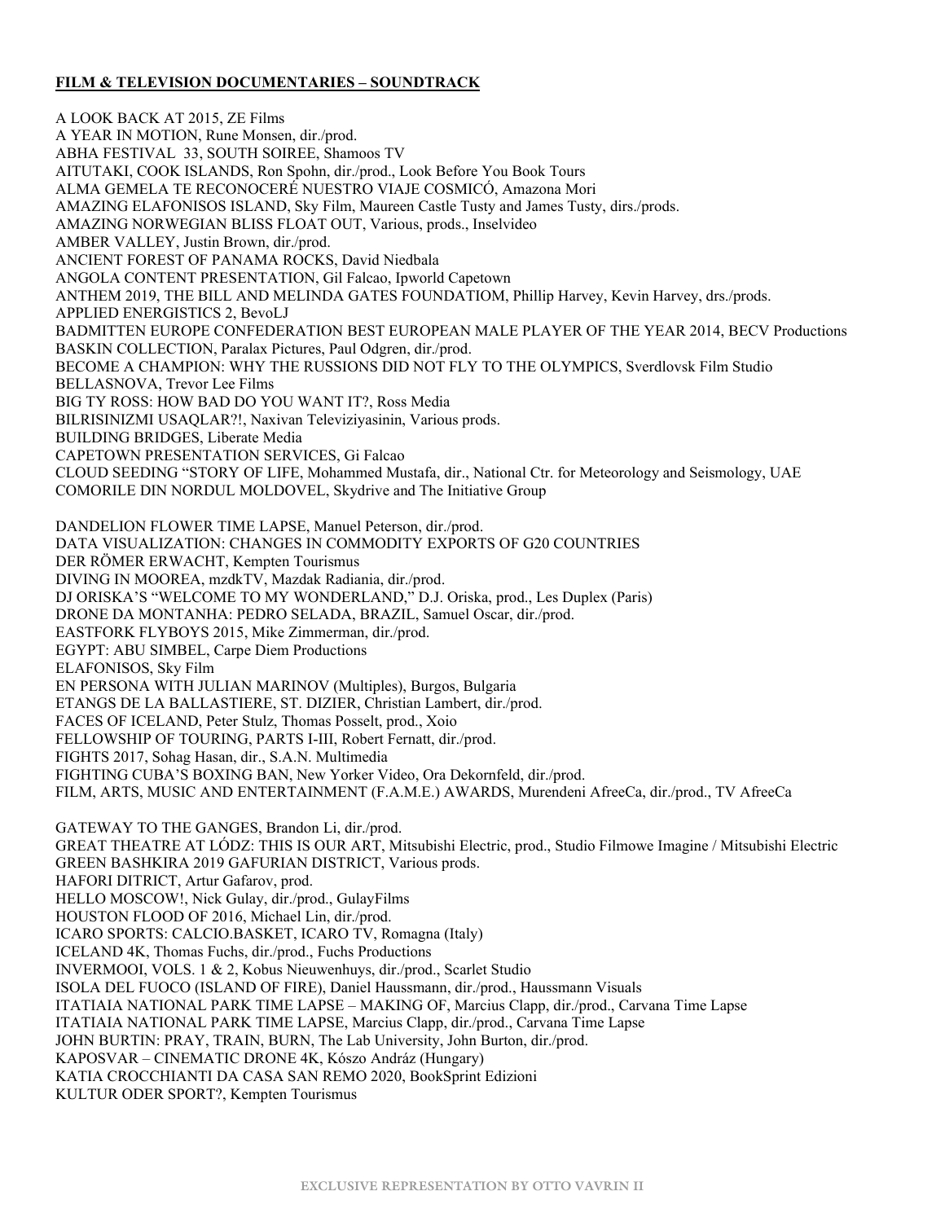**FILM & TELEVISION DOCUMENTARIES – SOUNDTRACK**

A LOOK BACK AT 2015, ZE Films
A YEAR IN MOTION, Rune Monsen, dir./prod.
ABHA FESTIVAL 33, SOUTH SOIREE, Shamoos TV
AITUTAKI, COOK ISLANDS, Ron Spohn, dir./prod., Look Before You Book Tours
ALMA GEMELA TE RECONOCERÉ NUESTRO VIAJE COSMICÓ, Amazona Mori
AMAZING ELAFONISOS ISLAND, Sky Film, Maureen Castle Tusty and James Tusty, dirs./prods.
AMAZING NORWEGIAN BLISS FLOAT OUT, Various, prods., Inselvideo
AMBER VALLEY, Justin Brown, dir./prod.
ANCIENT FOREST OF PANAMA ROCKS, David Niedbala
ANGOLA CONTENT PRESENTATION, Gil Falcao, Ipworld Capetown
ANTHEM 2019, THE BILL AND MELINDA GATES FOUNDATIOM, Phillip Harvey, Kevin Harvey, drs./prods.
APPLIED ENERGISTICS 2, BevoLJ
BADMITTEN EUROPE CONFEDERATION BEST EUROPEAN MALE PLAYER OF THE YEAR 2014, BECV Productions
BASKIN COLLECTION, Paralax Pictures, Paul Odgren, dir./prod.
BECOME A CHAMPION: WHY THE RUSSIONS DID NOT FLY TO THE OLYMPICS, Sverdlovsk Film Studio
BELLASNOVA, Trevor Lee Films
BIG TY ROSS: HOW BAD DO YOU WANT IT?, Ross Media
BILRISINIZMI USAQLAR?!, Naxivan Televiziyasinin, Various prods.
BUILDING BRIDGES, Liberate Media
CAPETOWN PRESENTATION SERVICES, Gi Falcao
CLOUD SEEDING "STORY OF LIFE, Mohammed Mustafa, dir., National Ctr. for Meteorology and Seismology, UAE
COMORILE DIN NORDUL MOLDOVEL, Skydrive and The Initiative Group

DANDELION FLOWER TIME LAPSE, Manuel Peterson, dir./prod.
DATA VISUALIZATION: CHANGES IN COMMODITY EXPORTS OF G20 COUNTRIES
DER RÖMER ERWACHT, Kempten Tourismus
DIVING IN MOOREA, mzdkTV, Mazdak Radiania, dir./prod.
DJ ORISKA'S "WELCOME TO MY WONDERLAND," D.J. Oriska, prod., Les Duplex (Paris)
DRONE DA MONTANHA: PEDRO SELADA, BRAZIL, Samuel Oscar, dir./prod.
EASTFORK FLYBOYS 2015, Mike Zimmerman, dir./prod.
EGYPT: ABU SIMBEL, Carpe Diem Productions
ELAFONISOS, Sky Film
EN PERSONA WITH JULIAN MARINOV (Multiples), Burgos, Bulgaria
ETANGS DE LA BALLASTIERE, ST. DIZIER, Christian Lambert, dir./prod.
FACES OF ICELAND, Peter Stulz, Thomas Posselt, prod., Xoio
FELLOWSHIP OF TOURING, PARTS I-III, Robert Fernatt, dir./prod.
FIGHTS 2017, Sohag Hasan, dir., S.A.N. Multimedia
FIGHTING CUBA'S BOXING BAN, New Yorker Video, Ora Dekornfeld, dir./prod.
FILM, ARTS, MUSIC AND ENTERTAINMENT (F.A.M.E.) AWARDS, Murendeni AfreeCa, dir./prod., TV AfreeCa

GATEWAY TO THE GANGES, Brandon Li, dir./prod.
GREAT THEATRE AT LÓDZ: THIS IS OUR ART, Mitsubishi Electric, prod., Studio Filmowe Imagine / Mitsubishi Electric
GREEN BASHKIRA 2019 GAFURIAN DISTRICT, Various prods.
HAFORI DITRICT, Artur Gafarov, prod.
HELLO MOSCOW!, Nick Gulay, dir./prod., GulayFilms
HOUSTON FLOOD OF 2016, Michael Lin, dir./prod.
ICARO SPORTS: CALCIO.BASKET, ICARO TV, Romagna (Italy)
ICELAND 4K, Thomas Fuchs, dir./prod., Fuchs Productions
INVERMOOI, VOLS. 1 & 2, Kobus Nieuwenhuys, dir./prod., Scarlet Studio
ISOLA DEL FUOCO (ISLAND OF FIRE), Daniel Haussmann, dir./prod., Haussmann Visuals
ITATIAIA NATIONAL PARK TIME LAPSE – MAKING OF, Marcius Clapp, dir./prod., Carvana Time Lapse
ITATIAIA NATIONAL PARK TIME LAPSE, Marcius Clapp, dir./prod., Carvana Time Lapse
JOHN BURTIN: PRAY, TRAIN, BURN, The Lab University, John Burton, dir./prod.
KAPOSVAR – CINEMATIC DRONE 4K, Kószo Andráz (Hungary)
KATIA CROCCHIANTI DA CASA SAN REMO 2020, BookSprint Edizioni
KULTUR ODER SPORT?, Kempten Tourismus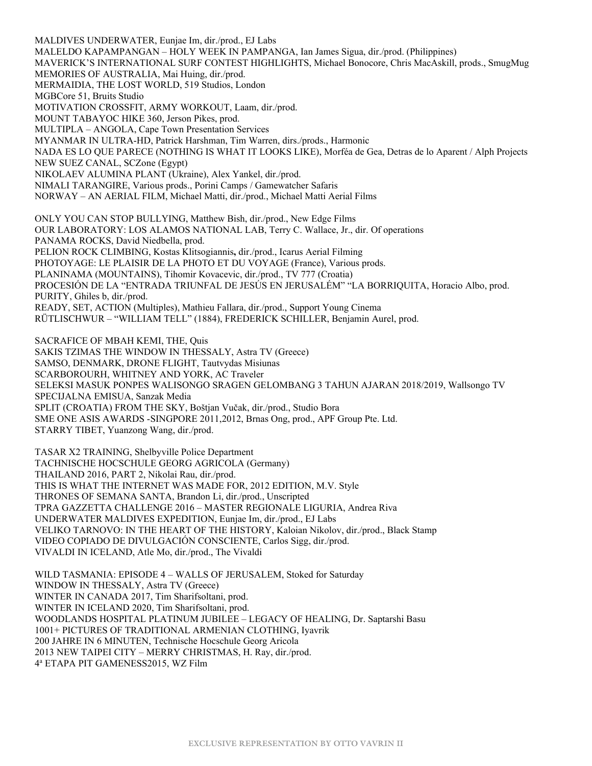MALDIVES UNDERWATER, Eunjae Im, dir./prod., EJ Labs
MALELDO KAPAMPANGAN – HOLY WEEK IN PAMPANGA, Ian James Sigua, dir./prod. (Philippines)
MAVERICK'S INTERNATIONAL SURF CONTEST HIGHLIGHTS, Michael Bonocore, Chris MacAskill, prods., SmugMug
MEMORIES OF AUSTRALIA, Mai Huing, dir./prod.
MERMAIDIA, THE LOST WORLD, 519 Studios, London
MGBCore 51, Bruits Studio
MOTIVATION CROSSFIT, ARMY WORKOUT, Laam, dir./prod.
MOUNT TABAYOC HIKE 360, Jerson Pikes, prod.
MULTIPLA – ANGOLA, Cape Town Presentation Services
MYANMAR IN ULTRA-HD, Patrick Harshman, Tim Warren, dirs./prods., Harmonic
NADA ES LO QUE PARECE (NOTHING IS WHAT IT LOOKS LIKE), Morféa de Gea, Detras de lo Aparent / Alph Projects
NEW SUEZ CANAL, SCZone (Egypt)
NIKOLAEV ALUMINA PLANT (Ukraine), Alex Yankel, dir./prod.
NIMALI TARANGIRE, Various prods., Porini Camps / Gamewatcher Safaris
NORWAY – AN AERIAL FILM, Michael Matti, dir./prod., Michael Matti Aerial Films

ONLY YOU CAN STOP BULLYING, Matthew Bish, dir./prod., New Edge Films
OUR LABORATORY: LOS ALAMOS NATIONAL LAB, Terry C. Wallace, Jr., dir. Of operations
PANAMA ROCKS, David Niedbella, prod.
PELION ROCK CLIMBING, Kostas Klitsogiannis, dir./prod., Icarus Aerial Filming
PHOTOYAGE: LE PLAISIR DE LA PHOTO ET DU VOYAGE (France), Various prods.
PLANINAMA (MOUNTAINS), Tihomir Kovacevic, dir./prod., TV 777 (Croatia)
PROCESIÓN DE LA "ENTRADA TRIUNFAL DE JESÚS EN JERUSALÉM" "LA BORRIQUITA, Horacio Albo, prod.
PURITY, Ghiles b, dir./prod.
READY, SET, ACTION (Multiples), Mathieu Fallara, dir./prod., Support Young Cinema
RÜTLISCHWUR – "WILLIAM TELL" (1884), FREDERICK SCHILLER, Benjamin Aurel, prod.

SACRAFICE OF MBAH KEMI, THE, Quis
SAKIS TZIMAS THE WINDOW IN THESSALY, Astra TV (Greece)
SAMSO, DENMARK, DRONE FLIGHT, Tautvydas Misiunas
SCARBOROURH, WHITNEY AND YORK, AC Traveler
SELEKSI MASUK PONPES WALISONGO SRAGEN GELOMBANG 3 TAHUN AJARAN 2018/2019, Wallsongo TV
SPECIJALNA EMISUA, Sanzak Media
SPLIT (CROATIA) FROM THE SKY, Boštjan Vučak, dir./prod., Studio Bora
SME ONE ASIS AWARDS -SINGPORE 2011,2012, Brnas Ong, prod., APF Group Pte. Ltd.
STARRY TIBET, Yuanzong Wang, dir./prod.

TASAR X2 TRAINING, Shelbyville Police Department
TACHNISCHE HOCSCHULE GEORG AGRICOLA (Germany)
THAILAND 2016, PART 2, Nikolai Rau, dir./prod.
THIS IS WHAT THE INTERNET WAS MADE FOR, 2012 EDITION, M.V. Style
THRONES OF SEMANA SANTA, Brandon Li, dir./prod., Unscripted
TPRA GAZZETTA CHALLENGE 2016 – MASTER REGIONALE LIGURIA, Andrea Riva
UNDERWATER MALDIVES EXPEDITION, Eunjae Im, dir./prod., EJ Labs
VELIKO TARNOVO: IN THE HEART OF THE HISTORY, Kaloian Nikolov, dir./prod., Black Stamp
VIDEO COPIADO DE DIVULGACIÓN CONSCIENTE, Carlos Sigg, dir./prod.
VIVALDI IN ICELAND, Atle Mo, dir./prod., The Vivaldi

WILD TASMANIA: EPISODE 4 – WALLS OF JERUSALEM, Stoked for Saturday
WINDOW IN THESSALY, Astra TV (Greece)
WINTER IN CANADA 2017, Tim Sharifsoltani, prod.
WINTER IN ICELAND 2020, Tim Sharifsoltani, prod.
WOODLANDS HOSPITAL PLATINUM JUBILEE – LEGACY OF HEALING, Dr. Saptarshi Basu
1001+ PICTURES OF TRADITIONAL ARMENIAN CLOTHING, Iyavrik
200 JAHRE IN 6 MINUTEN, Technische Hocschule Georg Aricola
2013 NEW TAIPEI CITY – MERRY CHRISTMAS, H. Ray, dir./prod.
4ª ETAPA PIT GAMENESS2015, WZ Film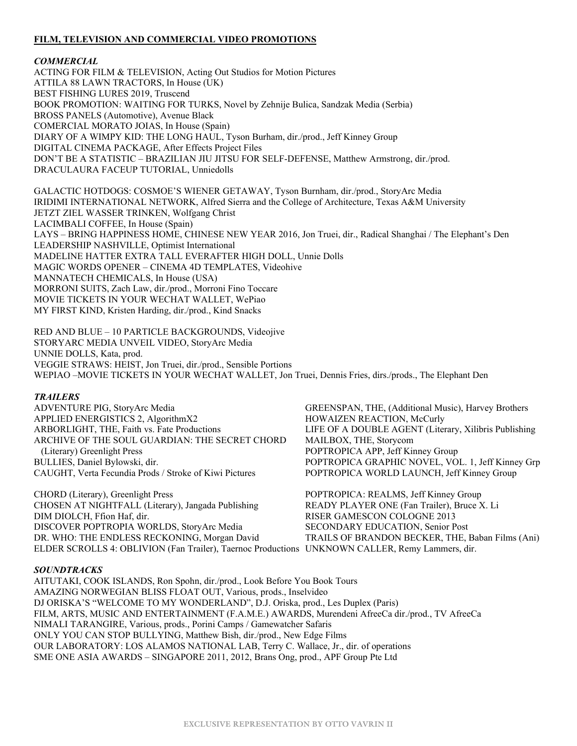## FILM, TELEVISION AND COMMERCIAL VIDEO PROMOTIONS

### *COMMERCIAL*

ACTING FOR FILM & TELEVISION, Acting Out Studios for Motion Pictures
ATTILA 88 LAWN TRACTORS, In House (UK)
BEST FISHING LURES 2019, Truscend
BOOK PROMOTION: WAITING FOR TURKS, Novel by Zehnije Bulica, Sandzak Media (Serbia)
BROSS PANELS (Automotive), Avenue Black
COMERCIAL MORATO JOIAS, In House (Spain)
DIARY OF A WIMPY KID: THE LONG HAUL, Tyson Burham, dir./prod., Jeff Kinney Group
DIGITAL CINEMA PACKAGE, After Effects Project Files
DON'T BE A STATISTIC – BRAZILIAN JIU JITSU FOR SELF-DEFENSE, Matthew Armstrong, dir./prod.
DRACULAURA FACEUP TUTORIAL, Unniedolls

GALACTIC HOTDOGS: COSMOE'S WIENER GETAWAY, Tyson Burnham, dir./prod., StoryArc Media
IRIDIMI INTERNATIONAL NETWORK, Alfred Sierra and the College of Architecture, Texas A&M University
JETZT ZIEL WASSER TRINKEN, Wolfgang Christ
LACIMBALI COFFEE, In House (Spain)
LAYS – BRING HAPPINESS HOME, CHINESE NEW YEAR 2016, Jon Truei, dir., Radical Shanghai / The Elephant's Den
LEADERSHIP NASHVILLE, Optimist International
MADELINE HATTER EXTRA TALL EVERAFTER HIGH DOLL, Unnie Dolls
MAGIC WORDS OPENER – CINEMA 4D TEMPLATES, Videohive
MANNATECH CHEMICALS, In House (USA)
MORRONI SUITS, Zach Law, dir./prod., Morroni Fino Toccare
MOVIE TICKETS IN YOUR WECHAT WALLET, WePiao
MY FIRST KIND, Kristen Harding, dir./prod., Kind Snacks

RED AND BLUE – 10 PARTICLE BACKGROUNDS, Videojive
STORYARC MEDIA UNVEIL VIDEO, StoryArc Media
UNNIE DOLLS, Kata, prod.
VEGGIE STRAWS: HEIST, Jon Truei, dir./prod., Sensible Portions
WEPIAO –MOVIE TICKETS IN YOUR WECHAT WALLET, Jon Truei, Dennis Fries, dirs./prods., The Elephant Den

### *TRAILERS*

ADVENTURE PIG, StoryArc Media
APPLIED ENERGISTICS 2, AlgorithmX2
ARBORLIGHT, THE, Faith vs. Fate Productions
ARCHIVE OF THE SOUL GUARDIAN: THE SECRET CHORD (Literary) Greenlight Press
BULLIES, Daniel Bylowski, dir.
CAUGHT, Verta Fecundia Prods / Stroke of Kiwi Pictures

CHORD (Literary), Greenlight Press
CHOSEN AT NIGHTFALL (Literary), Jangada Publishing
DIM DIOLCH, Ffion Haf, dir.
DISCOVER POPTROPIA WORLDS, StoryArc Media
DR. WHO: THE ENDLESS RECKONING, Morgan David
ELDER SCROLLS 4: OBLIVION (Fan Trailer), Taernoc Productions

GREENSPAN, THE, (Additional Music), Harvey Brothers
HOWAIZEN REACTION, McCurly
LIFE OF A DOUBLE AGENT (Literary, Xilibris Publishing
MAILBOX, THE, Storycom
POPTROPICA APP, Jeff Kinney Group
POPTROPICA GRAPHIC NOVEL, VOL. 1, Jeff Kinney Grp
POPTROPICA WORLD LAUNCH, Jeff Kinney Group

POPTROPICA: REALMS, Jeff Kinney Group
READY PLAYER ONE (Fan Trailer), Bruce X. Li
RISER GAMESCON COLOGNE 2013
SECONDARY EDUCATION, Senior Post
TRAILS OF BRANDON BECKER, THE, Baban Films (Ani)
UNKNOWN CALLER, Remy Lammers, dir.

### *SOUNDTRACKS*

AITUTAKI, COOK ISLANDS, Ron Spohn, dir./prod., Look Before You Book Tours
AMAZING NORWEGIAN BLISS FLOAT OUT, Various, prods., Inselvideo
DJ ORISKA'S "WELCOME TO MY WONDERLAND", D.J. Oriska, prod., Les Duplex (Paris)
FILM, ARTS, MUSIC AND ENTERTAINMENT (F.A.M.E.) AWARDS, Murendeni AfreeCa dir./prod., TV AfreeCa
NIMALI TARANGIRE, Various, prods., Porini Camps / Gamewatcher Safaris
ONLY YOU CAN STOP BULLYING, Matthew Bish, dir./prod., New Edge Films
OUR LABORATORY: LOS ALAMOS NATIONAL LAB, Terry C. Wallace, Jr., dir. of operations
SME ONE ASIA AWARDS – SINGAPORE 2011, 2012, Brans Ong, prod., APF Group Pte Ltd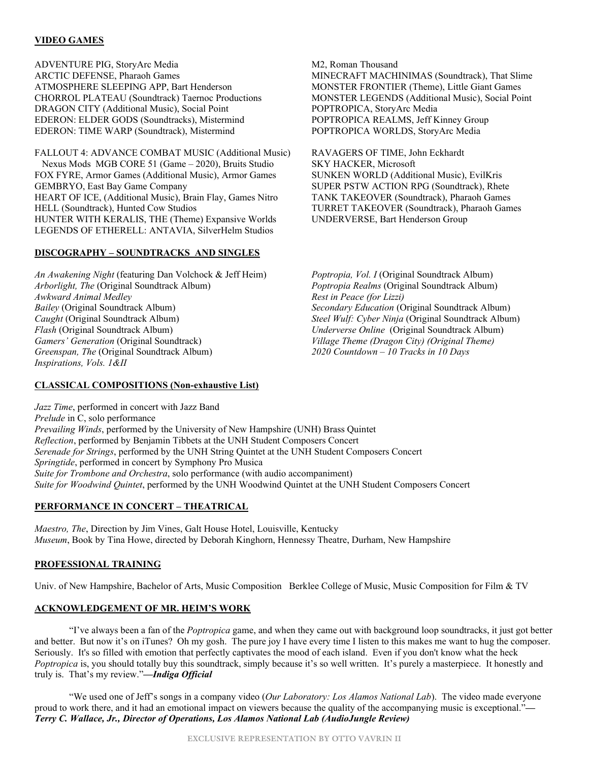## VIDEO GAMES

ADVENTURE PIG, StoryArc Media
ARCTIC DEFENSE, Pharaoh Games
ATMOSPHERE SLEEPING APP, Bart Henderson
CHORROL PLATEAU (Soundtrack) Taernoc Productions
DRAGON CITY (Additional Music), Social Point
EDERON: ELDER GODS (Soundtracks), Mistermind
EDERON: TIME WARP (Soundtrack), Mistermind

FALLOUT 4: ADVANCE COMBAT MUSIC (Additional Music)
Nexus Mods MGB CORE 51 (Game – 2020), Bruits Studio
FOX FYRE, Armor Games (Additional Music), Armor Games
GEMBRYO, East Bay Game Company
HEART OF ICE, (Additional Music), Brain Flay, Games Nitro
HELL (Soundtrack), Hunted Cow Studios
HUNTER WITH KERALIS, THE (Theme) Expansive Worlds
LEGENDS OF ETHERELL: ANTAVIA, SilverHelm Studios

M2, Roman Thousand
MINECRAFT MACHINIMAS (Soundtrack), That Slime
MONSTER FRONTIER (Theme), Little Giant Games
MONSTER LEGENDS (Additional Music), Social Point
POPTROPICA, StoryArc Media
POPTROPICA REALMS, Jeff Kinney Group
POPTROPICA WORLDS, StoryArc Media

RAVAGERS OF TIME, John Eckhardt
SKY HACKER, Microsoft
SUNKEN WORLD (Additional Music), EvilKris
SUPER PSTW ACTION RPG (Soundtrack), Rhete
TANK TAKEOVER (Soundtrack), Pharaoh Games
TURRET TAKEOVER (Soundtrack), Pharaoh Games
UNDERVERSE, Bart Henderson Group

## DISCOGRAPHY – SOUNDTRACKS AND SINGLES

*An Awakening Night* (featuring Dan Volchock & Jeff Heim)
*Arborlight, The* (Original Soundtrack Album)
*Awkward Animal Medley*
*Bailey* (Original Soundtrack Album)
*Caught* (Original Soundtrack Album)
*Flash* (Original Soundtrack Album)
*Gamers' Generation* (Original Soundtrack)
*Greenspan, The* (Original Soundtrack Album)
*Inspirations, Vols. 1&II*
*Poptropia, Vol. I* (Original Soundtrack Album)
*Poptropia Realms* (Original Soundtrack Album)
*Rest in Peace (for Lizzi)*
*Secondary Education* (Original Soundtrack Album)
*Steel Wulf: Cyber Ninja* (Original Soundtrack Album)
*Underverse Online* (Original Soundtrack Album)
*Village Theme (Dragon City) (Original Theme)*
*2020 Countdown – 10 Tracks in 10 Days*

## CLASSICAL COMPOSITIONS (Non-exhaustive List)

*Jazz Time*, performed in concert with Jazz Band
*Prelude* in C, solo performance
*Prevailing Winds*, performed by the University of New Hampshire (UNH) Brass Quintet
*Reflection*, performed by Benjamin Tibbets at the UNH Student Composers Concert
*Serenade for Strings*, performed by the UNH String Quintet at the UNH Student Composers Concert
*Springtide*, performed in concert by Symphony Pro Musica
*Suite for Trombone and Orchestra*, solo performance (with audio accompaniment)
*Suite for Woodwind Quintet*, performed by the UNH Woodwind Quintet at the UNH Student Composers Concert

## PERFORMANCE IN CONCERT – THEATRICAL

*Maestro, The*, Direction by Jim Vines, Galt House Hotel, Louisville, Kentucky
*Museum*, Book by Tina Howe, directed by Deborah Kinghorn, Hennessy Theatre, Durham, New Hampshire

## PROFESSIONAL TRAINING

Univ. of New Hampshire, Bachelor of Arts, Music Composition
Berklee College of Music, Music Composition for Film & TV

## ACKNOWLEDGEMENT OF MR. HEIM'S WORK

"I've always been a fan of the *Poptropica* game, and when they came out with background loop soundtracks, it just got better and better. But now it's on iTunes? Oh my gosh. The pure joy I have every time I listen to this makes me want to hug the composer. Seriously. It's so filled with emotion that perfectly captivates the mood of each island. Even if you don't know what the heck *Poptropica* is, you should totally buy this soundtrack, simply because it's so well written. It's purely a masterpiece. It honestly and truly is. That's my review."—***Indiga Official***

"We used one of Jeff's songs in a company video (*Our Laboratory: Los Alamos National Lab*). The video made everyone proud to work there, and it had an emotional impact on viewers because the quality of the accompanying music is exceptional."—***Terry C. Wallace, Jr., Director of Operations, Los Alamos National Lab (AudioJungle Review)***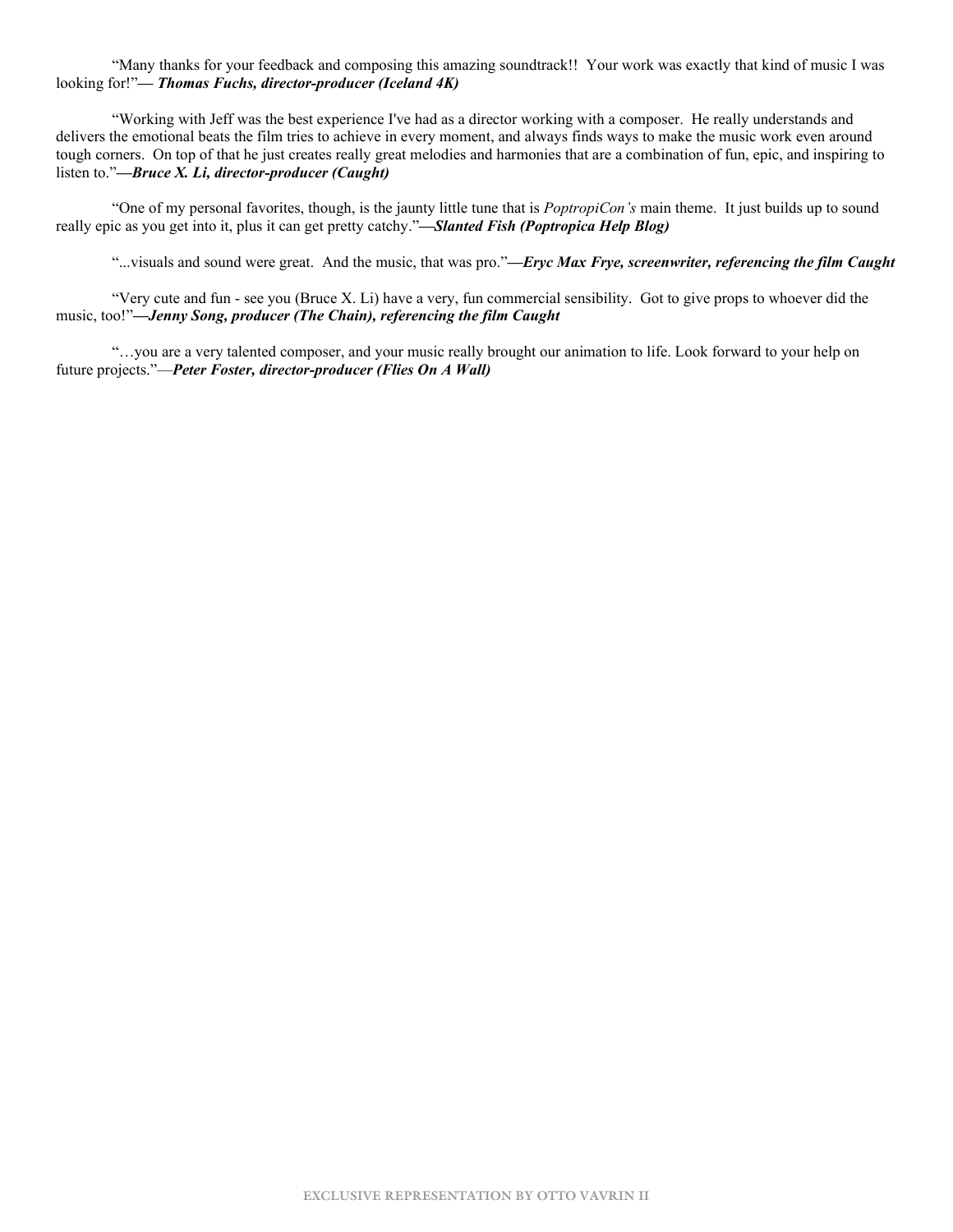“Many thanks for your feedback and composing this amazing soundtrack!! Your work was exactly that kind of music I was looking for!”***— Thomas Fuchs, director-producer (Iceland 4K)***

“Working with Jeff was the best experience I've had as a director working with a composer. He really understands and delivers the emotional beats the film tries to achieve in every moment, and always finds ways to make the music work even around tough corners. On top of that he just creates really great melodies and harmonies that are a combination of fun, epic, and inspiring to listen to.”***—Bruce X. Li, director-producer (Caught)***

“One of my personal favorites, though, is the jaunty little tune that is *PoptropiCon’s* main theme. It just builds up to sound really epic as you get into it, plus it can get pretty catchy.”***—Slanted Fish (Poptropica Help Blog)***

“...visuals and sound were great. And the music, that was pro.”***—Eryc Max Frye, screenwriter, referencing the film Caught***

“Very cute and fun - see you (Bruce X. Li) have a very, fun commercial sensibility. Got to give props to whoever did the music, too!”***—Jenny Song, producer (The Chain), referencing the film Caught***

“…you are a very talented composer, and your music really brought our animation to life. Look forward to your help on future projects.”—***Peter Foster, director-producer (Flies On A Wall)***

EXCLUSIVE REPRESENTATION BY OTTO VAVRIN II